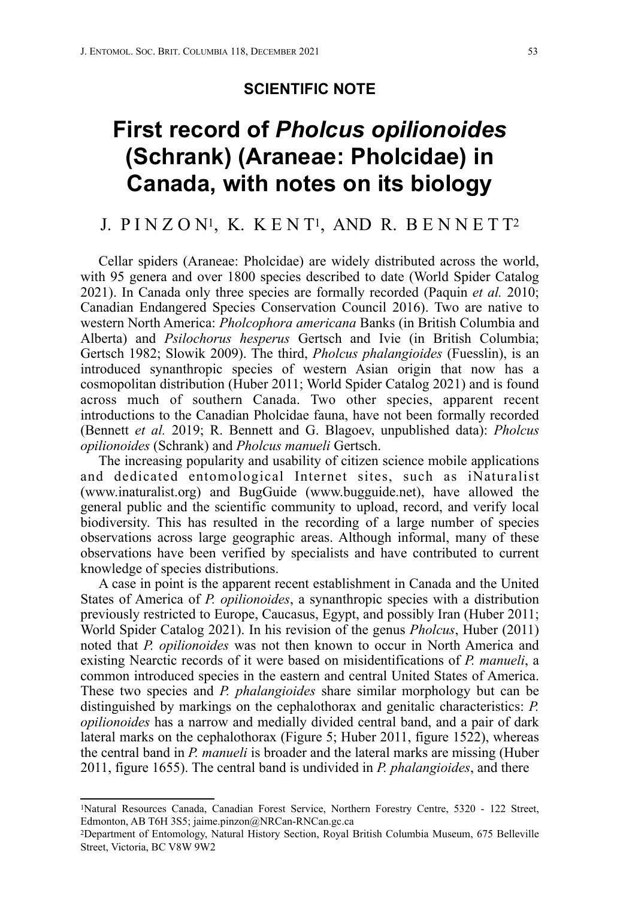**SCIENTIFIC NOTE**

# First record of *Pholcus opilionoides* (Schrank) (Araneae: Pholcidae) in Canada, with notes on its biology

J. PINZON[1], K. KENT[1], AND R. BENNETT[2]

Cellar spiders (Araneae: Pholcidae) are widely distributed across the world, with 95 genera and over 1800 species described to date (World Spider Catalog 2021). In Canada only three species are formally recorded (Paquin *et al.* 2010; Canadian Endangered Species Conservation Council 2016). Two are native to western North America: *Pholcophora americana* Banks (in British Columbia and Alberta) and *Psilochorus hesperus* Gertsch and Ivie (in British Columbia; Gertsch 1982; Slowik 2009). The third, *Pholcus phalangioides* (Fuesslin), is an introduced synanthropic species of western Asian origin that now has a cosmopolitan distribution (Huber 2011; World Spider Catalog 2021) and is found across much of southern Canada. Two other species, apparent recent introductions to the Canadian Pholcidae fauna, have not been formally recorded (Bennett *et al.* 2019; R. Bennett and G. Blagoev, unpublished data): *Pholcus opilionoides* (Schrank) and *Pholcus manueli* Gertsch.

The increasing popularity and usability of citizen science mobile applications and dedicated entomological Internet sites, such as iNaturalist (www.inaturalist.org) and BugGuide (www.bugguide.net), have allowed the general public and the scientific community to upload, record, and verify local biodiversity. This has resulted in the recording of a large number of species observations across large geographic areas. Although informal, many of these observations have been verified by specialists and have contributed to current knowledge of species distributions.

A case in point is the apparent recent establishment in Canada and the United States of America of *P. opilionoides*, a synanthropic species with a distribution previously restricted to Europe, Caucasus, Egypt, and possibly Iran (Huber 2011; World Spider Catalog 2021). In his revision of the genus *Pholcus*, Huber (2011) noted that *P. opilionoides* was not then known to occur in North America and existing Nearctic records of it were based on misidentifications of *P. manueli*, a common introduced species in the eastern and central United States of America. These two species and *P. phalangioides* share similar morphology but can be distinguished by markings on the cephalothorax and genitalic characteristics: *P. opilionoides* has a narrow and medially divided central band, and a pair of dark lateral marks on the cephalothorax (Figure 5; Huber 2011, figure 1522), whereas the central band in *P. manueli* is broader and the lateral marks are missing (Huber 2011, figure 1655). The central band is undivided in *P. phalangioides*, and there

[1]Natural Resources Canada, Canadian Forest Service, Northern Forestry Centre, 5320 - 122 Street, Edmonton, AB T6H 3S5; jaime.pinzon@NRCan-RNCan.gc.ca

[2]Department of Entomology, Natural History Section, Royal British Columbia Museum, 675 Belleville Street, Victoria, BC V8W 9W2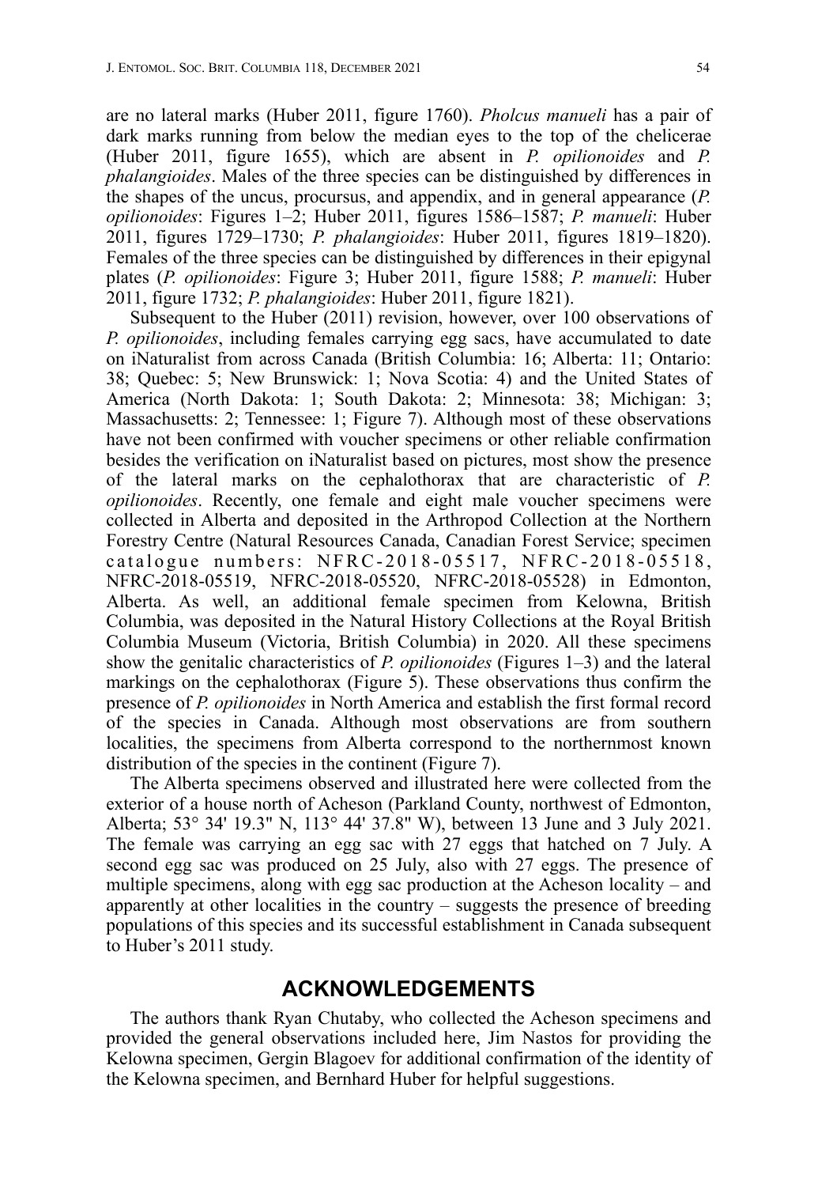are no lateral marks (Huber 2011, figure 1760). *Pholcus manueli* has a pair of dark marks running from below the median eyes to the top of the chelicerae (Huber 2011, figure 1655), which are absent in *P. opilionoides* and *P. phalangioides*. Males of the three species can be distinguished by differences in the shapes of the uncus, procursus, and appendix, and in general appearance (*P. opilionoides*: Figures 1–2; Huber 2011, figures 1586–1587; *P. manueli*: Huber 2011, figures 1729–1730; *P. phalangioides*: Huber 2011, figures 1819–1820). Females of the three species can be distinguished by differences in their epigynal plates (*P. opilionoides*: Figure 3; Huber 2011, figure 1588; *P. manueli*: Huber 2011, figure 1732; *P. phalangioides*: Huber 2011, figure 1821).

Subsequent to the Huber (2011) revision, however, over 100 observations of *P. opilionoides*, including females carrying egg sacs, have accumulated to date on iNaturalist from across Canada (British Columbia: 16; Alberta: 11; Ontario: 38; Quebec: 5; New Brunswick: 1; Nova Scotia: 4) and the United States of America (North Dakota: 1; South Dakota: 2; Minnesota: 38; Michigan: 3; Massachusetts: 2; Tennessee: 1; Figure 7). Although most of these observations have not been confirmed with voucher specimens or other reliable confirmation besides the verification on iNaturalist based on pictures, most show the presence of the lateral marks on the cephalothorax that are characteristic of *P. opilionoides*. Recently, one female and eight male voucher specimens were collected in Alberta and deposited in the Arthropod Collection at the Northern Forestry Centre (Natural Resources Canada, Canadian Forest Service; specimen catalogue numbers: NFRC-2018-05517, NFRC-2018-05518, NFRC-2018-05519, NFRC-2018-05520, NFRC-2018-05528) in Edmonton, Alberta. As well, an additional female specimen from Kelowna, British Columbia, was deposited in the Natural History Collections at the Royal British Columbia Museum (Victoria, British Columbia) in 2020. All these specimens show the genitalic characteristics of *P. opilionoides* (Figures 1–3) and the lateral markings on the cephalothorax (Figure 5). These observations thus confirm the presence of *P. opilionoides* in North America and establish the first formal record of the species in Canada. Although most observations are from southern localities, the specimens from Alberta correspond to the northernmost known distribution of the species in the continent (Figure 7).

The Alberta specimens observed and illustrated here were collected from the exterior of a house north of Acheson (Parkland County, northwest of Edmonton, Alberta; 53° 34' 19.3" N, 113° 44' 37.8" W), between 13 June and 3 July 2021. The female was carrying an egg sac with 27 eggs that hatched on 7 July. A second egg sac was produced on 25 July, also with 27 eggs. The presence of multiple specimens, along with egg sac production at the Acheson locality – and apparently at other localities in the country – suggests the presence of breeding populations of this species and its successful establishment in Canada subsequent to Huber's 2011 study.

## ACKNOWLEDGEMENTS

The authors thank Ryan Chutaby, who collected the Acheson specimens and provided the general observations included here, Jim Nastos for providing the Kelowna specimen, Gergin Blagoev for additional confirmation of the identity of the Kelowna specimen, and Bernhard Huber for helpful suggestions.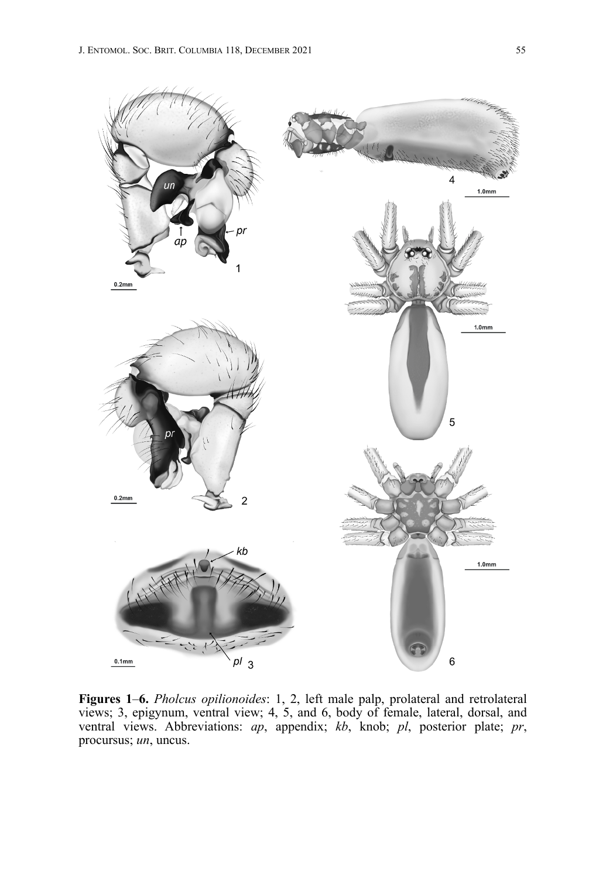**Figures 1–6.** *Pholcus opilionoides*: 1, 2, left male palp, prolateral and retrolateral views; 3, epigynum, ventral view; 4, 5, and 6, body of female, lateral, dorsal, and ventral views. Abbreviations: *ap*, appendix; *kb*, knob; *pl*, posterior plate; *pr*, procursus; *un*, uncus.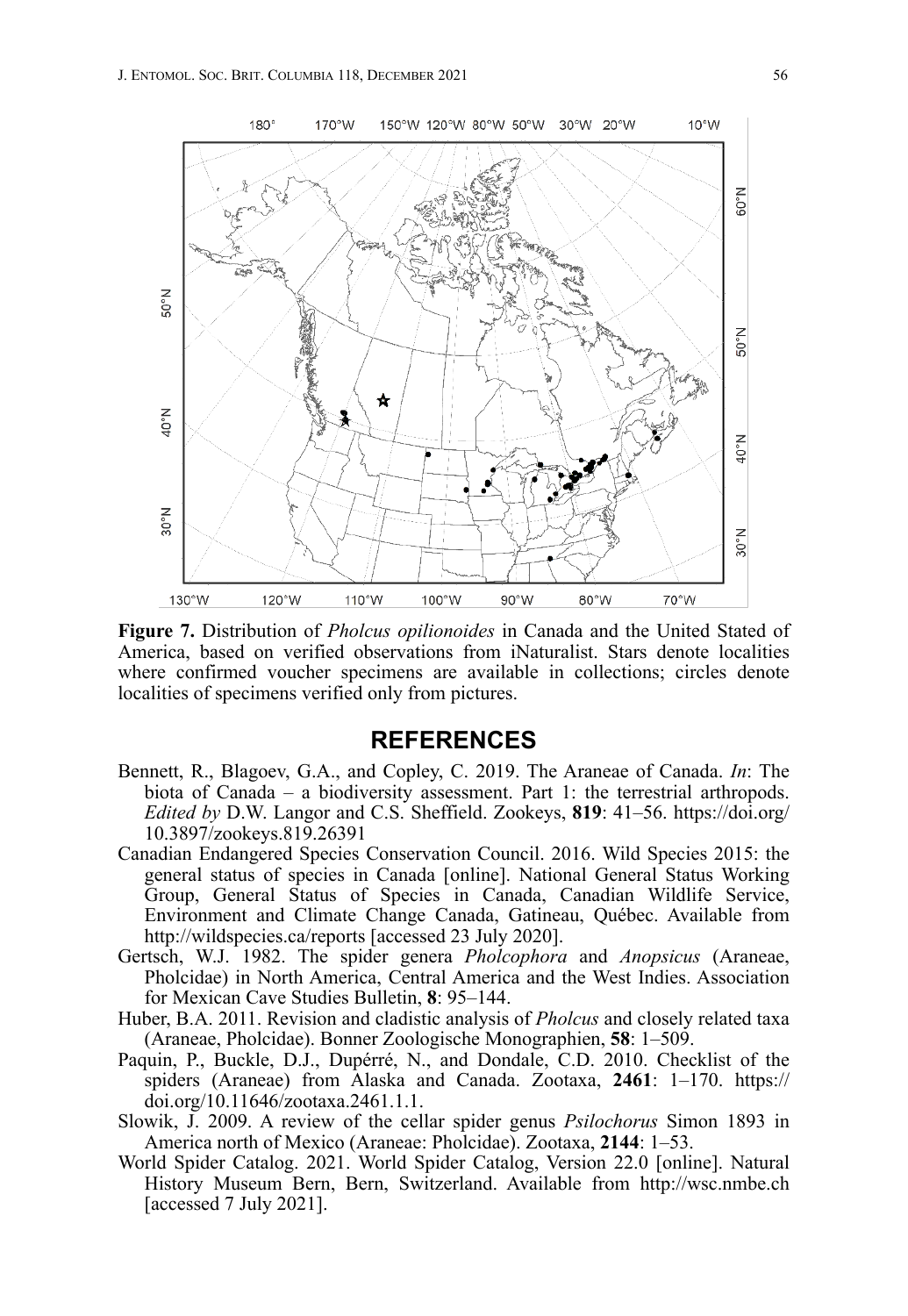180° 170°W 150°W 120°W 80°W 50°W 30°W 20°W 10°W

60°N

50°N

50°N

40°N

40°N

30°N

30°N

130°W 120°W 110°W 100°W 90°W 80°W 70°W

**Figure 7.** Distribution of *Pholcus opilionoides* in Canada and the United Stated of America, based on verified observations from iNaturalist. Stars denote localities where confirmed voucher specimens are available in collections; circles denote localities of specimens verified only from pictures.

## REFERENCES

Bennett, R., Blagoev, G.A., and Copley, C. 2019. The Araneae of Canada. *In*: The biota of Canada – a biodiversity assessment. Part 1: the terrestrial arthropods. *Edited by* D.W. Langor and C.S. Sheffield. Zookeys, **819**: 41–56. https://doi.org/10.3897/zookeys.819.26391

Canadian Endangered Species Conservation Council. 2016. Wild Species 2015: the general status of species in Canada [online]. National General Status Working Group, General Status of Species in Canada, Canadian Wildlife Service, Environment and Climate Change Canada, Gatineau, Québec. Available from http://wildspecies.ca/reports [accessed 23 July 2020].

Gertsch, W.J. 1982. The spider genera *Pholcophora* and *Anopsicus* (Araneae, Pholcidae) in North America, Central America and the West Indies. Association for Mexican Cave Studies Bulletin, **8**: 95–144.

Huber, B.A. 2011. Revision and cladistic analysis of *Pholcus* and closely related taxa (Araneae, Pholcidae). Bonner Zoologische Monographien, **58**: 1–509.

Paquin, P., Buckle, D.J., Dupérré, N., and Dondale, C.D. 2010. Checklist of the spiders (Araneae) from Alaska and Canada. Zootaxa, **2461**: 1–170. https://doi.org/10.11646/zootaxa.2461.1.1.

Slowik, J. 2009. A review of the cellar spider genus *Psilochorus* Simon 1893 in America north of Mexico (Araneae: Pholcidae). Zootaxa, **2144**: 1–53.

World Spider Catalog. 2021. World Spider Catalog, Version 22.0 [online]. Natural History Museum Bern, Bern, Switzerland. Available from http://wsc.nmbe.ch [accessed 7 July 2021].